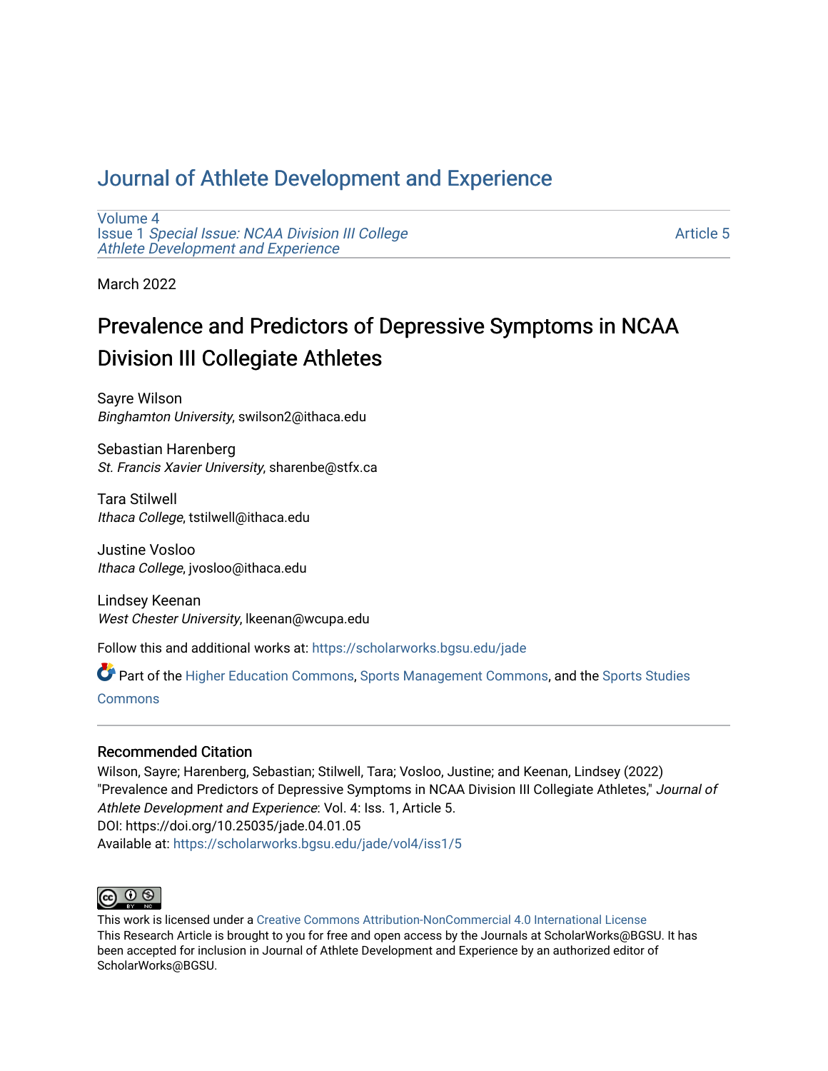# Journal of Athlete Development and Experience

Volume 4
Issue 1 *Special Issue: NCAA Division III College Athlete Development and Experience*

Article 5

March 2022

## Prevalence and Predictors of Depressive Symptoms in NCAA Division III Collegiate Athletes

Sayre Wilson
*Binghamton University*, swilson2@ithaca.edu

Sebastian Harenberg
*St. Francis Xavier University*, sharenbe@stfx.ca

Tara Stilwell
*Ithaca College*, tstilwell@ithaca.edu

Justine Vosloo
*Ithaca College*, jvosloo@ithaca.edu

Lindsey Keenan
*West Chester University*, lkeenan@wcupa.edu

Follow this and additional works at: https://scholarworks.bgsu.edu/jade

Part of the Higher Education Commons, Sports Management Commons, and the Sports Studies Commons

### Recommended Citation

Wilson, Sayre; Harenberg, Sebastian; Stilwell, Tara; Vosloo, Justine; and Keenan, Lindsey (2022) "Prevalence and Predictors of Depressive Symptoms in NCAA Division III Collegiate Athletes," *Journal of Athlete Development and Experience*: Vol. 4: Iss. 1, Article 5.
DOI: https://doi.org/10.25035/jade.04.01.05
Available at: https://scholarworks.bgsu.edu/jade/vol4/iss1/5

This work is licensed under a Creative Commons Attribution-NonCommercial 4.0 International License
This Research Article is brought to you for free and open access by the Journals at ScholarWorks@BGSU. It has been accepted for inclusion in Journal of Athlete Development and Experience by an authorized editor of ScholarWorks@BGSU.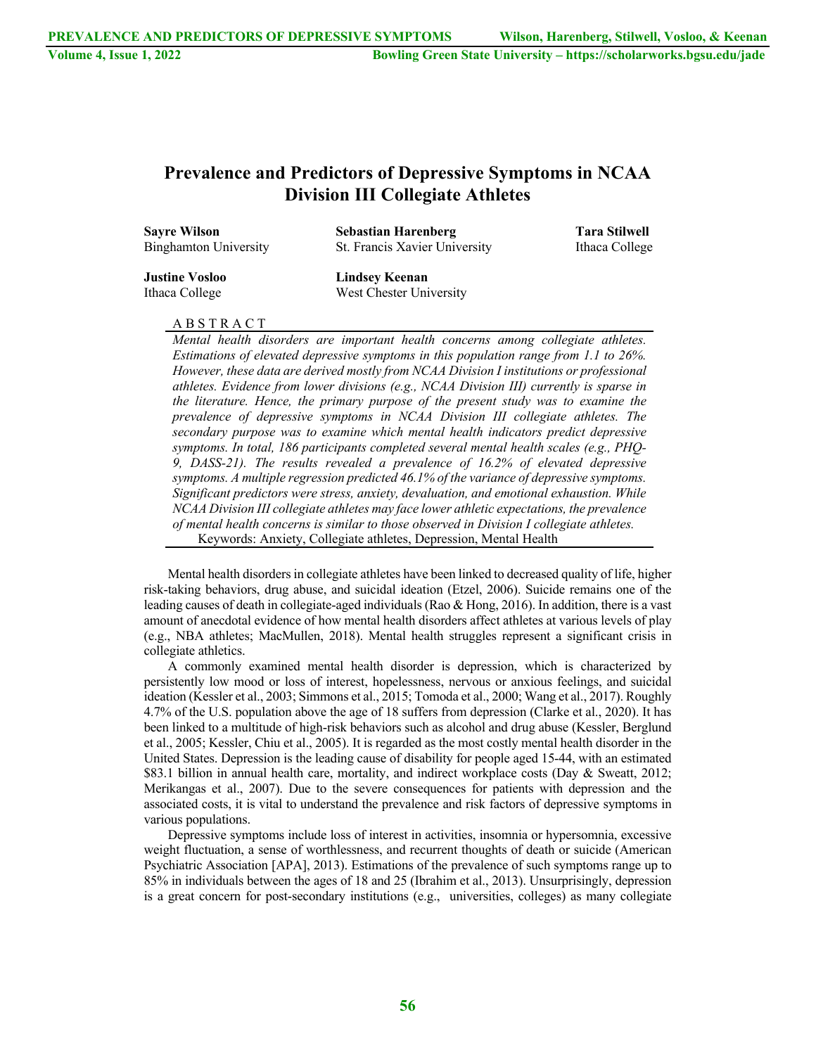# Prevalence and Predictors of Depressive Symptoms in NCAA Division III Collegiate Athletes

**Sayre Wilson**
Binghamton University

**Sebastian Harenberg**
St. Francis Xavier University

**Tara Stilwell**
Ithaca College

**Justine Vosloo**
Ithaca College

**Lindsey Keenan**
West Chester University

A B S T R A C T

*Mental health disorders are important health concerns among collegiate athletes. Estimations of elevated depressive symptoms in this population range from 1.1 to 26%. However, these data are derived mostly from NCAA Division I institutions or professional athletes. Evidence from lower divisions (e.g., NCAA Division III) currently is sparse in the literature. Hence, the primary purpose of the present study was to examine the prevalence of depressive symptoms in NCAA Division III collegiate athletes. The secondary purpose was to examine which mental health indicators predict depressive symptoms. In total, 186 participants completed several mental health scales (e.g., PHQ-9, DASS-21). The results revealed a prevalence of 16.2% of elevated depressive symptoms. A multiple regression predicted 46.1% of the variance of depressive symptoms. Significant predictors were stress, anxiety, devaluation, and emotional exhaustion. While NCAA Division III collegiate athletes may face lower athletic expectations, the prevalence of mental health concerns is similar to those observed in Division I collegiate athletes.*

Keywords: Anxiety, Collegiate athletes, Depression, Mental Health

Mental health disorders in collegiate athletes have been linked to decreased quality of life, higher risk-taking behaviors, drug abuse, and suicidal ideation (Etzel, 2006). Suicide remains one of the leading causes of death in collegiate-aged individuals (Rao & Hong, 2016). In addition, there is a vast amount of anecdotal evidence of how mental health disorders affect athletes at various levels of play (e.g., NBA athletes; MacMullen, 2018). Mental health struggles represent a significant crisis in collegiate athletics.

A commonly examined mental health disorder is depression, which is characterized by persistently low mood or loss of interest, hopelessness, nervous or anxious feelings, and suicidal ideation (Kessler et al., 2003; Simmons et al., 2015; Tomoda et al., 2000; Wang et al., 2017). Roughly 4.7% of the U.S. population above the age of 18 suffers from depression (Clarke et al., 2020). It has been linked to a multitude of high-risk behaviors such as alcohol and drug abuse (Kessler, Berglund et al., 2005; Kessler, Chiu et al., 2005). It is regarded as the most costly mental health disorder in the United States. Depression is the leading cause of disability for people aged 15-44, with an estimated \$83.1 billion in annual health care, mortality, and indirect workplace costs (Day & Sweatt, 2012; Merikangas et al., 2007). Due to the severe consequences for patients with depression and the associated costs, it is vital to understand the prevalence and risk factors of depressive symptoms in various populations.

Depressive symptoms include loss of interest in activities, insomnia or hypersomnia, excessive weight fluctuation, a sense of worthlessness, and recurrent thoughts of death or suicide (American Psychiatric Association [APA], 2013). Estimations of the prevalence of such symptoms range up to 85% in individuals between the ages of 18 and 25 (Ibrahim et al., 2013). Unsurprisingly, depression is a great concern for post-secondary institutions (e.g., universities, colleges) as many collegiate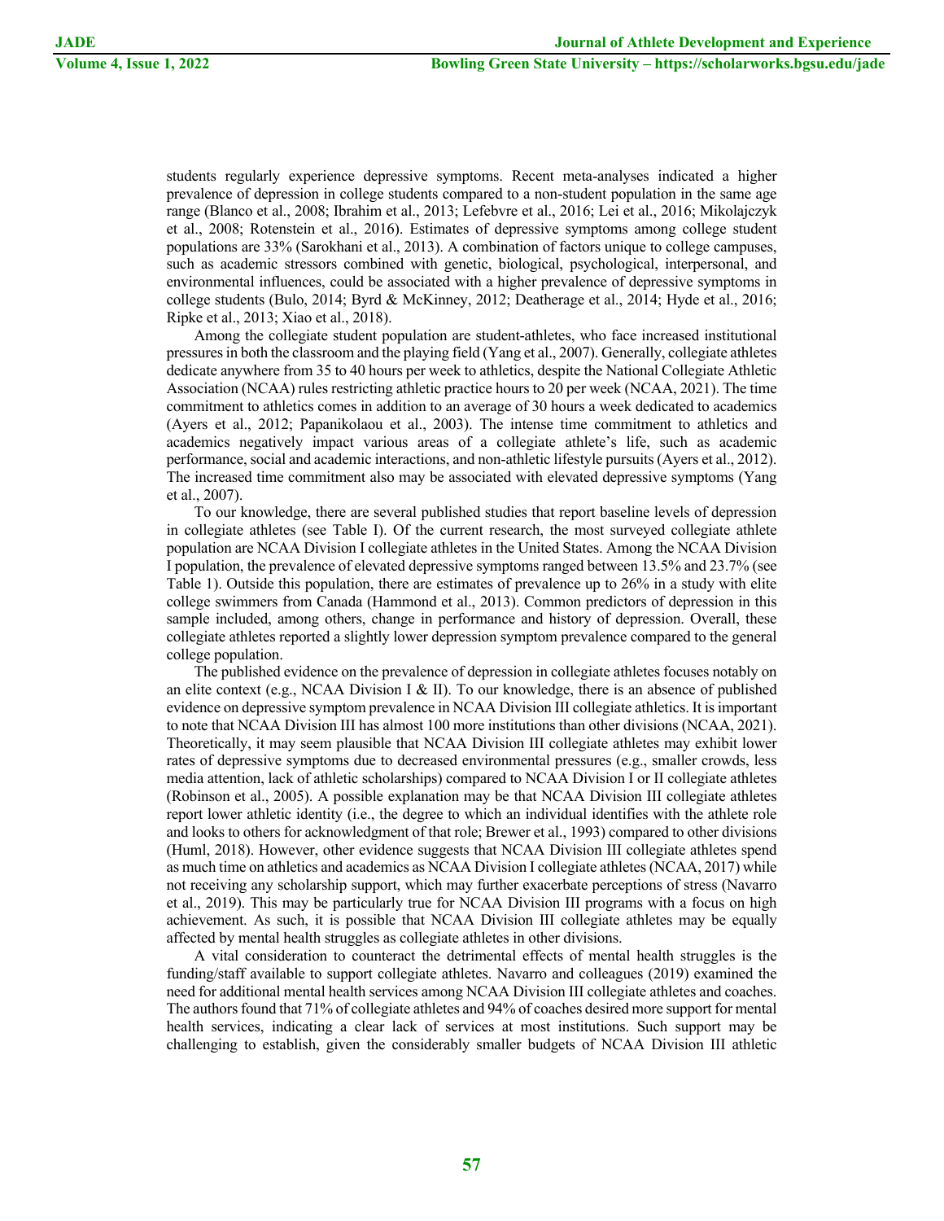students regularly experience depressive symptoms. Recent meta-analyses indicated a higher prevalence of depression in college students compared to a non-student population in the same age range (Blanco et al., 2008; Ibrahim et al., 2013; Lefebvre et al., 2016; Lei et al., 2016; Mikolajczyk et al., 2008; Rotenstein et al., 2016). Estimates of depressive symptoms among college student populations are 33% (Sarokhani et al., 2013). A combination of factors unique to college campuses, such as academic stressors combined with genetic, biological, psychological, interpersonal, and environmental influences, could be associated with a higher prevalence of depressive symptoms in college students (Bulo, 2014; Byrd & McKinney, 2012; Deatherage et al., 2014; Hyde et al., 2016; Ripke et al., 2013; Xiao et al., 2018).

Among the collegiate student population are student-athletes, who face increased institutional pressures in both the classroom and the playing field (Yang et al., 2007). Generally, collegiate athletes dedicate anywhere from 35 to 40 hours per week to athletics, despite the National Collegiate Athletic Association (NCAA) rules restricting athletic practice hours to 20 per week (NCAA, 2021). The time commitment to athletics comes in addition to an average of 30 hours a week dedicated to academics (Ayers et al., 2012; Papanikolaou et al., 2003). The intense time commitment to athletics and academics negatively impact various areas of a collegiate athlete's life, such as academic performance, social and academic interactions, and non-athletic lifestyle pursuits (Ayers et al., 2012). The increased time commitment also may be associated with elevated depressive symptoms (Yang et al., 2007).

To our knowledge, there are several published studies that report baseline levels of depression in collegiate athletes (see Table I). Of the current research, the most surveyed collegiate athlete population are NCAA Division I collegiate athletes in the United States. Among the NCAA Division I population, the prevalence of elevated depressive symptoms ranged between 13.5% and 23.7% (see Table 1). Outside this population, there are estimates of prevalence up to 26% in a study with elite college swimmers from Canada (Hammond et al., 2013). Common predictors of depression in this sample included, among others, change in performance and history of depression. Overall, these collegiate athletes reported a slightly lower depression symptom prevalence compared to the general college population.

The published evidence on the prevalence of depression in collegiate athletes focuses notably on an elite context (e.g., NCAA Division I & II). To our knowledge, there is an absence of published evidence on depressive symptom prevalence in NCAA Division III collegiate athletics. It is important to note that NCAA Division III has almost 100 more institutions than other divisions (NCAA, 2021). Theoretically, it may seem plausible that NCAA Division III collegiate athletes may exhibit lower rates of depressive symptoms due to decreased environmental pressures (e.g., smaller crowds, less media attention, lack of athletic scholarships) compared to NCAA Division I or II collegiate athletes (Robinson et al., 2005). A possible explanation may be that NCAA Division III collegiate athletes report lower athletic identity (i.e., the degree to which an individual identifies with the athlete role and looks to others for acknowledgment of that role; Brewer et al., 1993) compared to other divisions (Huml, 2018). However, other evidence suggests that NCAA Division III collegiate athletes spend as much time on athletics and academics as NCAA Division I collegiate athletes (NCAA, 2017) while not receiving any scholarship support, which may further exacerbate perceptions of stress (Navarro et al., 2019). This may be particularly true for NCAA Division III programs with a focus on high achievement. As such, it is possible that NCAA Division III collegiate athletes may be equally affected by mental health struggles as collegiate athletes in other divisions.

A vital consideration to counteract the detrimental effects of mental health struggles is the funding/staff available to support collegiate athletes. Navarro and colleagues (2019) examined the need for additional mental health services among NCAA Division III collegiate athletes and coaches. The authors found that 71% of collegiate athletes and 94% of coaches desired more support for mental health services, indicating a clear lack of services at most institutions. Such support may be challenging to establish, given the considerably smaller budgets of NCAA Division III athletic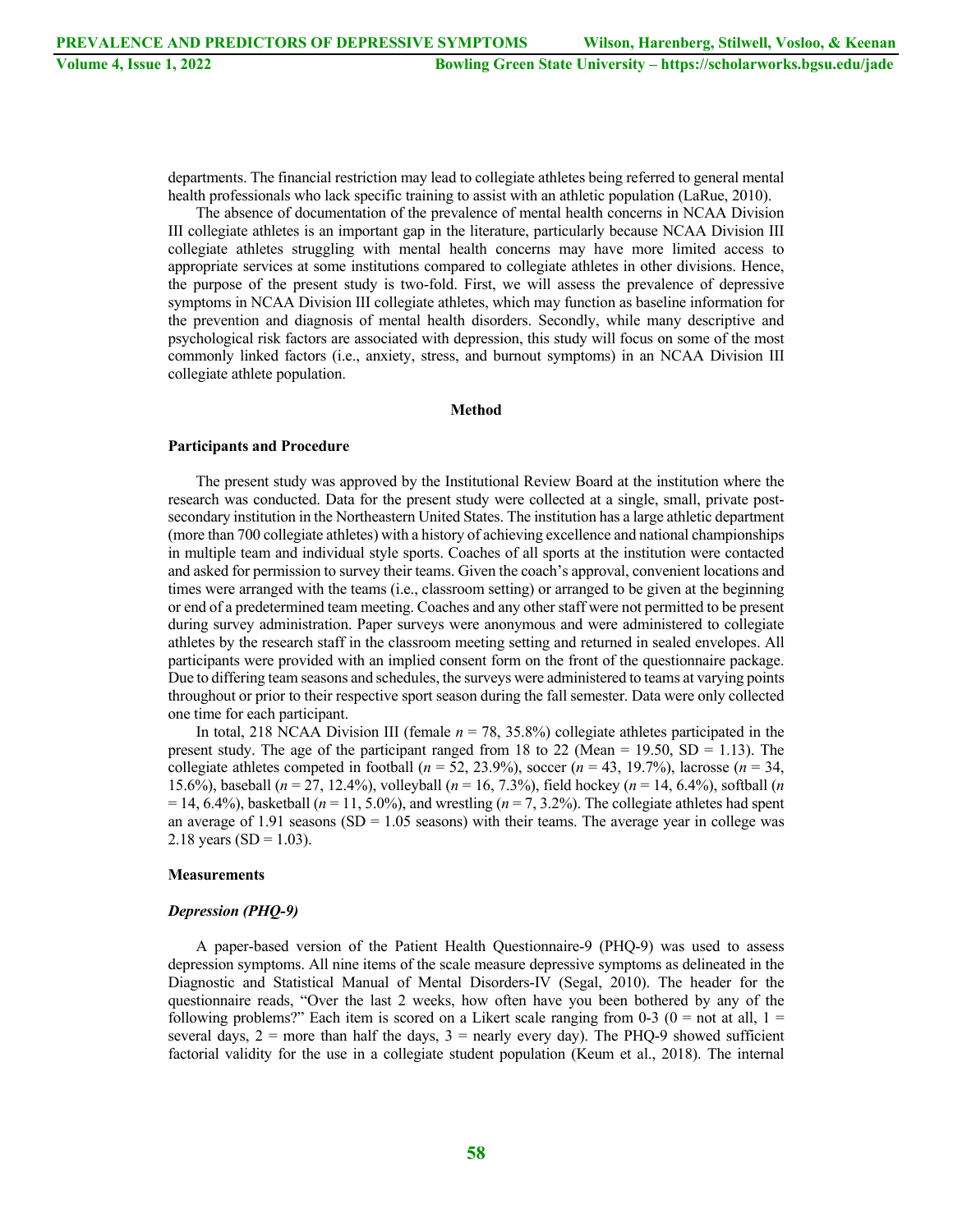departments. The financial restriction may lead to collegiate athletes being referred to general mental health professionals who lack specific training to assist with an athletic population (LaRue, 2010).

The absence of documentation of the prevalence of mental health concerns in NCAA Division III collegiate athletes is an important gap in the literature, particularly because NCAA Division III collegiate athletes struggling with mental health concerns may have more limited access to appropriate services at some institutions compared to collegiate athletes in other divisions. Hence, the purpose of the present study is two-fold. First, we will assess the prevalence of depressive symptoms in NCAA Division III collegiate athletes, which may function as baseline information for the prevention and diagnosis of mental health disorders. Secondly, while many descriptive and psychological risk factors are associated with depression, this study will focus on some of the most commonly linked factors (i.e., anxiety, stress, and burnout symptoms) in an NCAA Division III collegiate athlete population.

## Method

### Participants and Procedure

The present study was approved by the Institutional Review Board at the institution where the research was conducted. Data for the present study were collected at a single, small, private post-secondary institution in the Northeastern United States. The institution has a large athletic department (more than 700 collegiate athletes) with a history of achieving excellence and national championships in multiple team and individual style sports. Coaches of all sports at the institution were contacted and asked for permission to survey their teams. Given the coach's approval, convenient locations and times were arranged with the teams (i.e., classroom setting) or arranged to be given at the beginning or end of a predetermined team meeting. Coaches and any other staff were not permitted to be present during survey administration. Paper surveys were anonymous and were administered to collegiate athletes by the research staff in the classroom meeting setting and returned in sealed envelopes. All participants were provided with an implied consent form on the front of the questionnaire package. Due to differing team seasons and schedules, the surveys were administered to teams at varying points throughout or prior to their respective sport season during the fall semester. Data were only collected one time for each participant.

In total, 218 NCAA Division III (female *n* = 78, 35.8%) collegiate athletes participated in the present study. The age of the participant ranged from 18 to 22 (Mean = 19.50, SD = 1.13). The collegiate athletes competed in football (*n* = 52, 23.9%), soccer (*n* = 43, 19.7%), lacrosse (*n* = 34, 15.6%), baseball (*n* = 27, 12.4%), volleyball (*n* = 16, 7.3%), field hockey (*n* = 14, 6.4%), softball (*n* = 14, 6.4%), basketball (*n* = 11, 5.0%), and wrestling (*n* = 7, 3.2%). The collegiate athletes had spent an average of 1.91 seasons (SD = 1.05 seasons) with their teams. The average year in college was 2.18 years (SD = 1.03).

### Measurements

#### *Depression (PHQ-9)*

A paper-based version of the Patient Health Questionnaire-9 (PHQ-9) was used to assess depression symptoms. All nine items of the scale measure depressive symptoms as delineated in the Diagnostic and Statistical Manual of Mental Disorders-IV (Segal, 2010). The header for the questionnaire reads, "Over the last 2 weeks, how often have you been bothered by any of the following problems?" Each item is scored on a Likert scale ranging from 0-3 (0 = not at all, 1 = several days, 2 = more than half the days, 3 = nearly every day). The PHQ-9 showed sufficient factorial validity for the use in a collegiate student population (Keum et al., 2018). The internal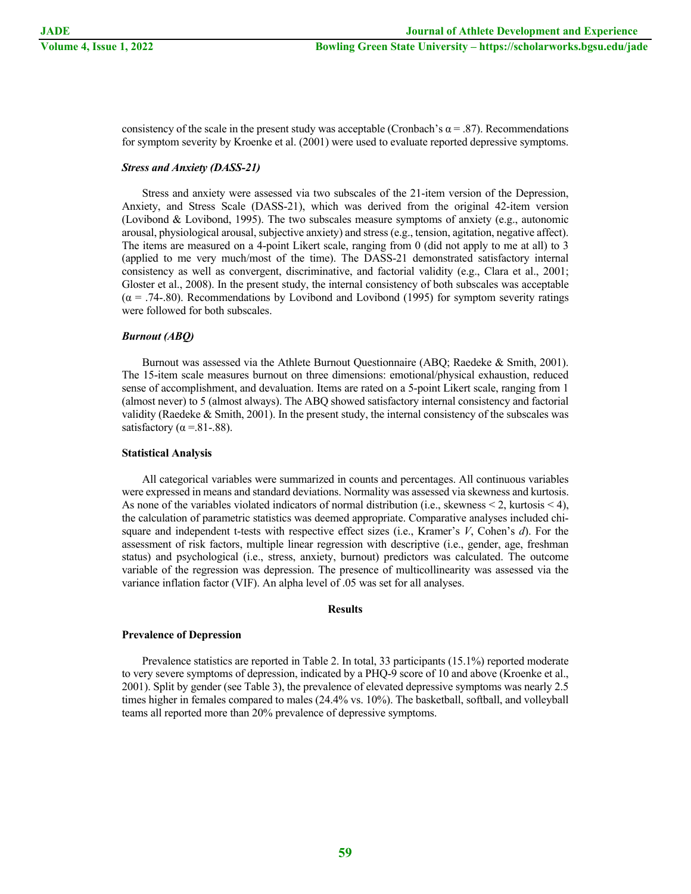consistency of the scale in the present study was acceptable (Cronbach's $\alpha = .87$). Recommendations for symptom severity by Kroenke et al. (2001) were used to evaluate reported depressive symptoms.

#### *Stress and Anxiety (DASS-21)*

Stress and anxiety were assessed via two subscales of the 21-item version of the Depression, Anxiety, and Stress Scale (DASS-21), which was derived from the original 42-item version (Lovibond & Lovibond, 1995). The two subscales measure symptoms of anxiety (e.g., autonomic arousal, physiological arousal, subjective anxiety) and stress (e.g., tension, agitation, negative affect). The items are measured on a 4-point Likert scale, ranging from 0 (did not apply to me at all) to 3 (applied to me very much/most of the time). The DASS-21 demonstrated satisfactory internal consistency as well as convergent, discriminative, and factorial validity (e.g., Clara et al., 2001; Gloster et al., 2008). In the present study, the internal consistency of both subscales was acceptable ($\alpha = .74$-$.80$). Recommendations by Lovibond and Lovibond (1995) for symptom severity ratings were followed for both subscales.

#### *Burnout (ABQ)*

Burnout was assessed via the Athlete Burnout Questionnaire (ABQ; Raedeke & Smith, 2001). The 15-item scale measures burnout on three dimensions: emotional/physical exhaustion, reduced sense of accomplishment, and devaluation. Items are rated on a 5-point Likert scale, ranging from 1 (almost never) to 5 (almost always). The ABQ showed satisfactory internal consistency and factorial validity (Raedeke & Smith, 2001). In the present study, the internal consistency of the subscales was satisfactory ($\alpha = .81$-$.88$).

### Statistical Analysis

All categorical variables were summarized in counts and percentages. All continuous variables were expressed in means and standard deviations. Normality was assessed via skewness and kurtosis. As none of the variables violated indicators of normal distribution (i.e., skewness $< 2$, kurtosis $< 4$), the calculation of parametric statistics was deemed appropriate. Comparative analyses included chi-square and independent t-tests with respective effect sizes (i.e., Kramer's $V$, Cohen's $d$). For the assessment of risk factors, multiple linear regression with descriptive (i.e., gender, age, freshman status) and psychological (i.e., stress, anxiety, burnout) predictors was calculated. The outcome variable of the regression was depression. The presence of multicollinearity was assessed via the variance inflation factor (VIF). An alpha level of .05 was set for all analyses.

## Results

### Prevalence of Depression

Prevalence statistics are reported in Table 2. In total, 33 participants (15.1%) reported moderate to very severe symptoms of depression, indicated by a PHQ-9 score of 10 and above (Kroenke et al., 2001). Split by gender (see Table 3), the prevalence of elevated depressive symptoms was nearly 2.5 times higher in females compared to males (24.4% vs. 10%). The basketball, softball, and volleyball teams all reported more than 20% prevalence of depressive symptoms.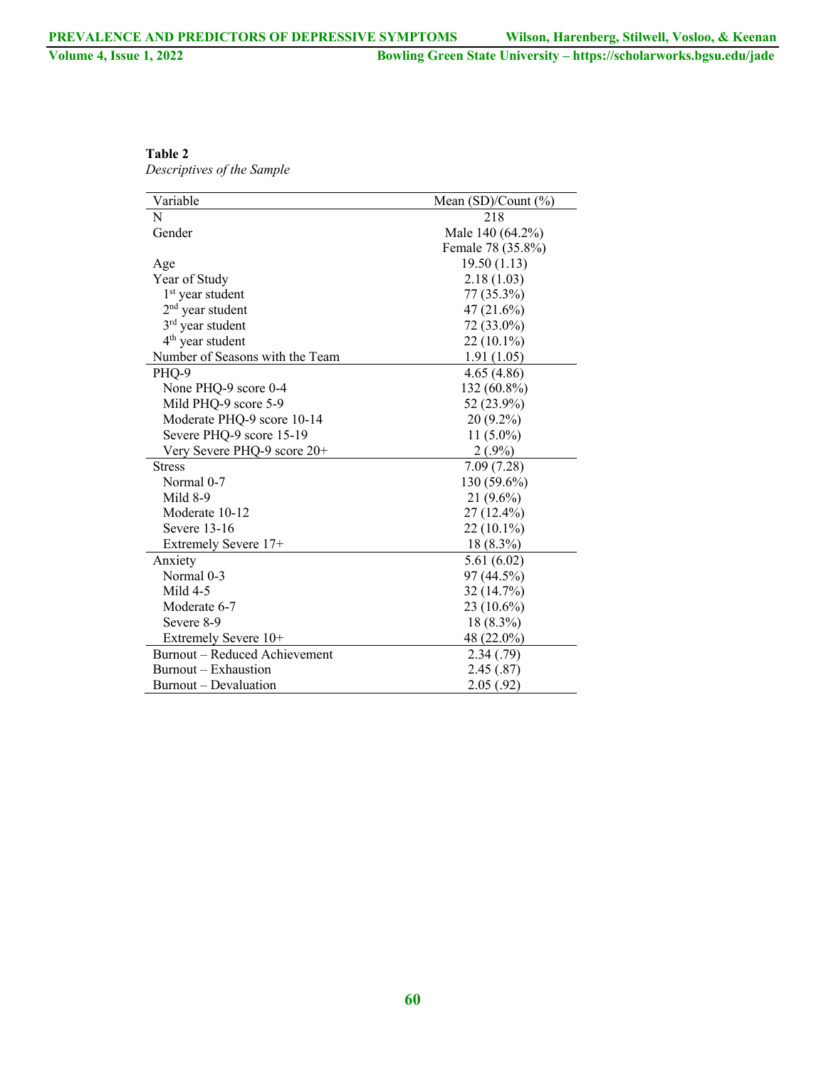**Table 2**

*Descriptives of the Sample*

| Variable | Mean (SD)/Count (%) |
|---|---|
| N | 218 |
| Gender | Male 140 (64.2%) |
| | Female 78 (35.8%) |
| Age | 19.50 (1.13) |
| Year of Study | 2.18 (1.03) |
| 1st year student | 77 (35.3%) |
| 2nd year student | 47 (21.6%) |
| 3rd year student | 72 (33.0%) |
| 4th year student | 22 (10.1%) |
| Number of Seasons with the Team | 1.91 (1.05) |
| PHQ-9 | 4.65 (4.86) |
| None PHQ-9 score 0-4 | 132 (60.8%) |
| Mild PHQ-9 score 5-9 | 52 (23.9%) |
| Moderate PHQ-9 score 10-14 | 20 (9.2%) |
| Severe PHQ-9 score 15-19 | 11 (5.0%) |
| Very Severe PHQ-9 score 20+ | 2 (.9%) |
| Stress | 7.09 (7.28) |
| Normal 0-7 | 130 (59.6%) |
| Mild 8-9 | 21 (9.6%) |
| Moderate 10-12 | 27 (12.4%) |
| Severe 13-16 | 22 (10.1%) |
| Extremely Severe 17+ | 18 (8.3%) |
| Anxiety | 5.61 (6.02) |
| Normal 0-3 | 97 (44.5%) |
| Mild 4-5 | 32 (14.7%) |
| Moderate 6-7 | 23 (10.6%) |
| Severe 8-9 | 18 (8.3%) |
| Extremely Severe 10+ | 48 (22.0%) |
| Burnout – Reduced Achievement | 2.34 (.79) |
| Burnout – Exhaustion | 2.45 (.87) |
| Burnout – Devaluation | 2.05 (.92) |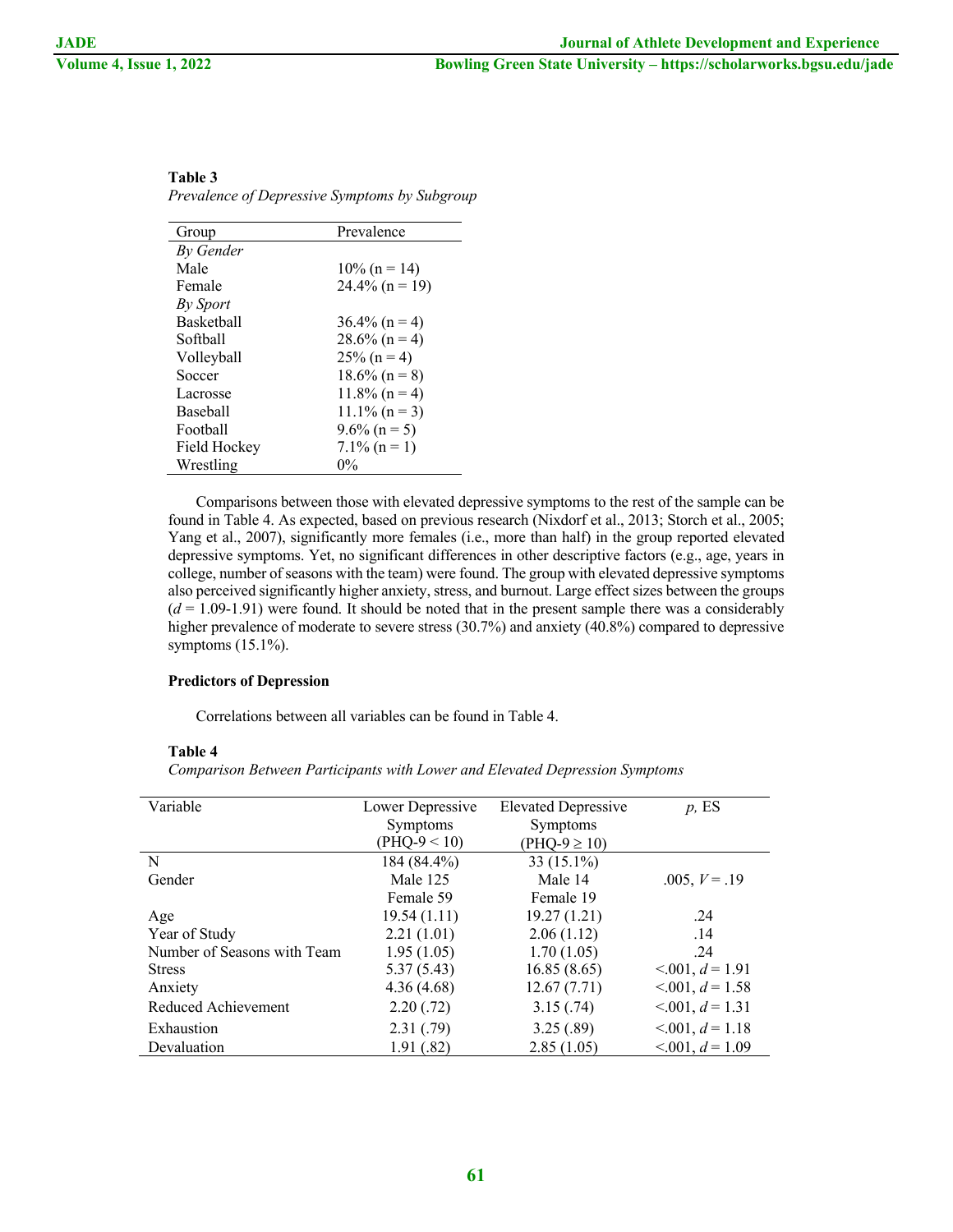**Table 3**

*Prevalence of Depressive Symptoms by Subgroup*

| Group | Prevalence |
|---|---|
| *By Gender* | |
| Male | 10% (n = 14) |
| Female | 24.4% (n = 19) |
| *By Sport* | |
| Basketball | 36.4% (n = 4) |
| Softball | 28.6% (n = 4) |
| Volleyball | 25% (n = 4) |
| Soccer | 18.6% (n = 8) |
| Lacrosse | 11.8% (n = 4) |
| Baseball | 11.1% (n = 3) |
| Football | 9.6% (n = 5) |
| Field Hockey | 7.1% (n = 1) |
| Wrestling | 0% |

Comparisons between those with elevated depressive symptoms to the rest of the sample can be found in Table 4. As expected, based on previous research (Nixdorf et al., 2013; Storch et al., 2005; Yang et al., 2007), significantly more females (i.e., more than half) in the group reported elevated depressive symptoms. Yet, no significant differences in other descriptive factors (e.g., age, years in college, number of seasons with the team) were found. The group with elevated depressive symptoms also perceived significantly higher anxiety, stress, and burnout. Large effect sizes between the groups ($d$ = 1.09-1.91) were found. It should be noted that in the present sample there was a considerably higher prevalence of moderate to severe stress (30.7%) and anxiety (40.8%) compared to depressive symptoms (15.1%).

### Predictors of Depression

Correlations between all variables can be found in Table 4.

**Table 4**

*Comparison Between Participants with Lower and Elevated Depression Symptoms*

| Variable | Lower Depressive Symptoms (PHQ-9 < 10) | Elevated Depressive Symptoms (PHQ-9 ≥ 10) | *p*, ES |
|---|---|---|---|
| N | 184 (84.4%) | 33 (15.1%) | |
| Gender | Male 125<br>Female 59 | Male 14<br>Female 19 | .005, $V$ = .19 |
| Age | 19.54 (1.11) | 19.27 (1.21) | .24 |
| Year of Study | 2.21 (1.01) | 2.06 (1.12) | .14 |
| Number of Seasons with Team | 1.95 (1.05) | 1.70 (1.05) | .24 |
| Stress | 5.37 (5.43) | 16.85 (8.65) | <.001, $d$ = 1.91 |
| Anxiety | 4.36 (4.68) | 12.67 (7.71) | <.001, $d$ = 1.58 |
| Reduced Achievement | 2.20 (.72) | 3.15 (.74) | <.001, $d$ = 1.31 |
| Exhaustion | 2.31 (.79) | 3.25 (.89) | <.001, $d$ = 1.18 |
| Devaluation | 1.91 (.82) | 2.85 (1.05) | <.001, $d$ = 1.09 |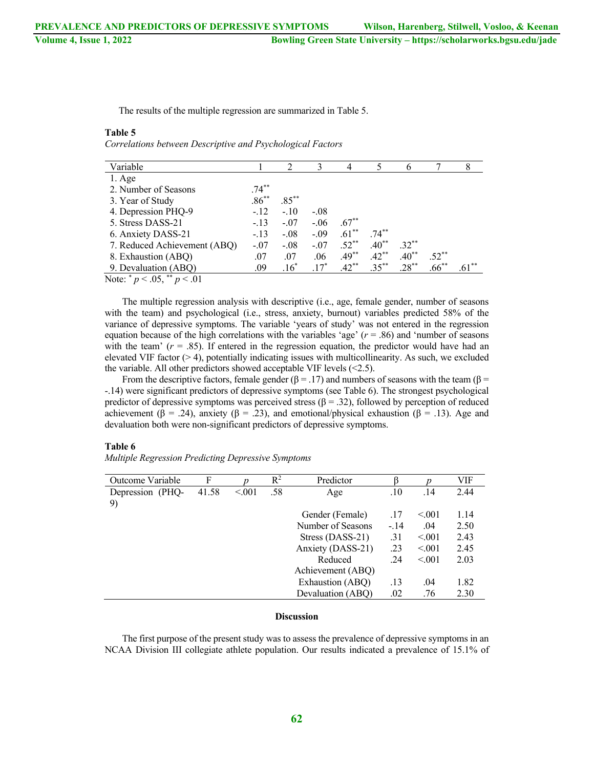The results of the multiple regression are summarized in Table 5.

**Table 5**

*Correlations between Descriptive and Psychological Factors*

| Variable | 1 | 2 | 3 | 4 | 5 | 6 | 7 | 8 |
|---|---|---|---|---|---|---|---|---|
| 1. Age | | | | | | | | |
| 2. Number of Seasons | .74** | | | | | | | |
| 3. Year of Study | .86** | .85** | | | | | | |
| 4. Depression PHQ-9 | -.12 | -.10 | -.08 | | | | | |
| 5. Stress DASS-21 | -.13 | -.07 | -.06 | .67** | | | | |
| 6. Anxiety DASS-21 | -.13 | -.08 | -.09 | .61** | .74** | | | |
| 7. Reduced Achievement (ABQ) | -.07 | -.08 | -.07 | .52** | .40** | .32** | | |
| 8. Exhaustion (ABQ) | .07 | .07 | .06 | .49** | .42** | .40** | .52** | |
| 9. Devaluation (ABQ) | .09 | .16* | .17* | .42** | .35** | .28** | .66** | .61** |

Note: * $p < .05$, ** $p < .01$

The multiple regression analysis with descriptive (i.e., age, female gender, number of seasons with the team) and psychological (i.e., stress, anxiety, burnout) variables predicted 58% of the variance of depressive symptoms. The variable 'years of study' was not entered in the regression equation because of the high correlations with the variables 'age' ($r = .86$) and 'number of seasons with the team' ($r = .85$). If entered in the regression equation, the predictor would have had an elevated VIF factor (> 4), potentially indicating issues with multicollinearity. As such, we excluded the variable. All other predictors showed acceptable VIF levels (<2.5).

From the descriptive factors, female gender ($\beta = .17$) and numbers of seasons with the team ($\beta = -.14$) were significant predictors of depressive symptoms (see Table 6). The strongest psychological predictor of depressive symptoms was perceived stress ($\beta = .32$), followed by perception of reduced achievement ($\beta = .24$), anxiety ($\beta = .23$), and emotional/physical exhaustion ($\beta = .13$). Age and devaluation both were non-significant predictors of depressive symptoms.

**Table 6**

*Multiple Regression Predicting Depressive Symptoms*

| Outcome Variable | F | $p$ | $R^2$ | Predictor | β | $p$ | VIF |
|---|---|---|---|---|---|---|---|
| Depression (PHQ-9) | 41.58 | <.001 | .58 | Age | .10 | .14 | 2.44 |
| | | | | Gender (Female) | .17 | <.001 | 1.14 |
| | | | | Number of Seasons | -.14 | .04 | 2.50 |
| | | | | Stress (DASS-21) | .31 | <.001 | 2.43 |
| | | | | Anxiety (DASS-21) | .23 | <.001 | 2.45 |
| | | | | Reduced Achievement (ABQ) | .24 | <.001 | 2.03 |
| | | | | Exhaustion (ABQ) | .13 | .04 | 1.82 |
| | | | | Devaluation (ABQ) | .02 | .76 | 2.30 |

## Discussion

The first purpose of the present study was to assess the prevalence of depressive symptoms in an NCAA Division III collegiate athlete population. Our results indicated a prevalence of 15.1% of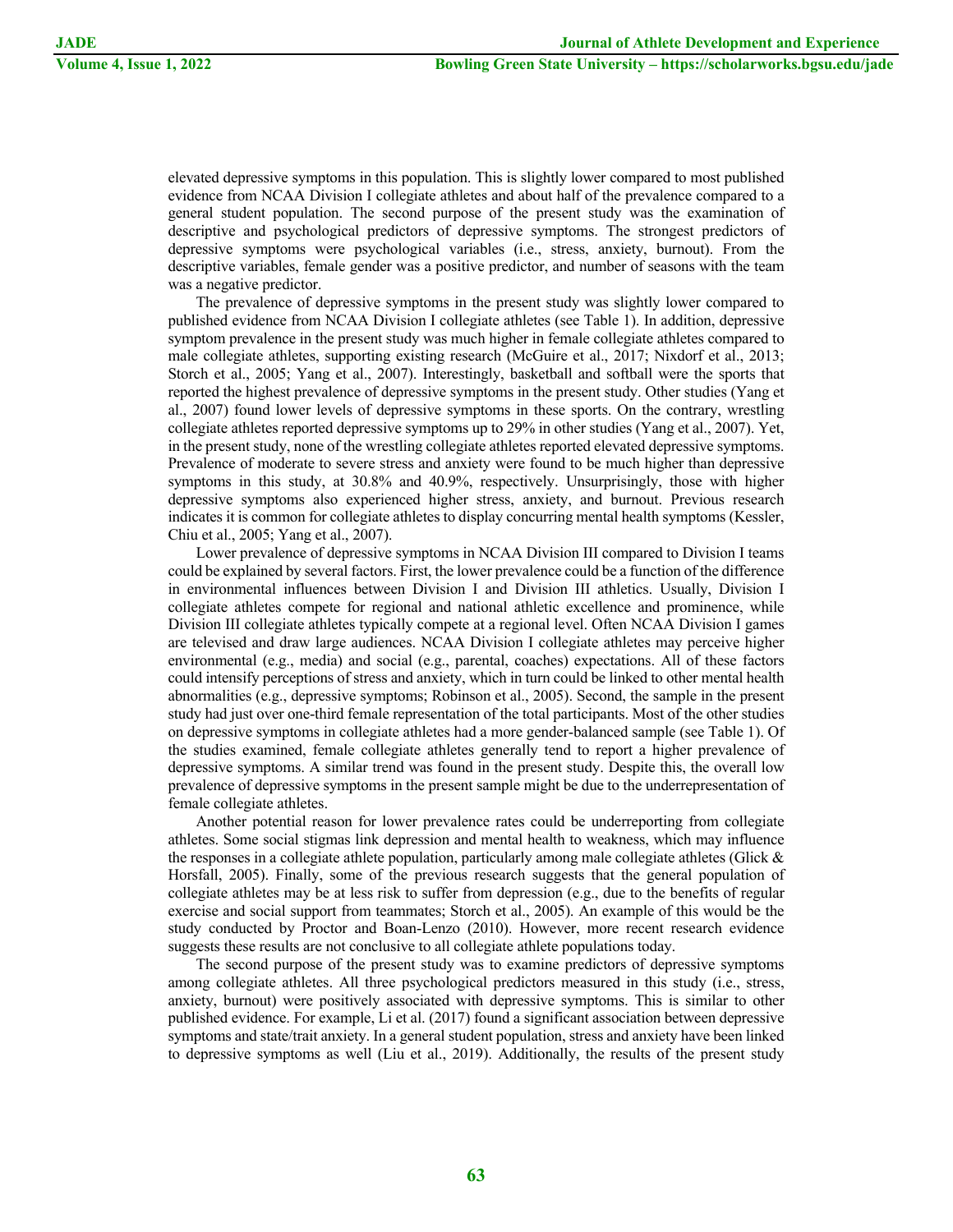elevated depressive symptoms in this population. This is slightly lower compared to most published evidence from NCAA Division I collegiate athletes and about half of the prevalence compared to a general student population. The second purpose of the present study was the examination of descriptive and psychological predictors of depressive symptoms. The strongest predictors of depressive symptoms were psychological variables (i.e., stress, anxiety, burnout). From the descriptive variables, female gender was a positive predictor, and number of seasons with the team was a negative predictor.

The prevalence of depressive symptoms in the present study was slightly lower compared to published evidence from NCAA Division I collegiate athletes (see Table 1). In addition, depressive symptom prevalence in the present study was much higher in female collegiate athletes compared to male collegiate athletes, supporting existing research (McGuire et al., 2017; Nixdorf et al., 2013; Storch et al., 2005; Yang et al., 2007). Interestingly, basketball and softball were the sports that reported the highest prevalence of depressive symptoms in the present study. Other studies (Yang et al., 2007) found lower levels of depressive symptoms in these sports. On the contrary, wrestling collegiate athletes reported depressive symptoms up to 29% in other studies (Yang et al., 2007). Yet, in the present study, none of the wrestling collegiate athletes reported elevated depressive symptoms. Prevalence of moderate to severe stress and anxiety were found to be much higher than depressive symptoms in this study, at 30.8% and 40.9%, respectively. Unsurprisingly, those with higher depressive symptoms also experienced higher stress, anxiety, and burnout. Previous research indicates it is common for collegiate athletes to display concurring mental health symptoms (Kessler, Chiu et al., 2005; Yang et al., 2007).

Lower prevalence of depressive symptoms in NCAA Division III compared to Division I teams could be explained by several factors. First, the lower prevalence could be a function of the difference in environmental influences between Division I and Division III athletics. Usually, Division I collegiate athletes compete for regional and national athletic excellence and prominence, while Division III collegiate athletes typically compete at a regional level. Often NCAA Division I games are televised and draw large audiences. NCAA Division I collegiate athletes may perceive higher environmental (e.g., media) and social (e.g., parental, coaches) expectations. All of these factors could intensify perceptions of stress and anxiety, which in turn could be linked to other mental health abnormalities (e.g., depressive symptoms; Robinson et al., 2005). Second, the sample in the present study had just over one-third female representation of the total participants. Most of the other studies on depressive symptoms in collegiate athletes had a more gender-balanced sample (see Table 1). Of the studies examined, female collegiate athletes generally tend to report a higher prevalence of depressive symptoms. A similar trend was found in the present study. Despite this, the overall low prevalence of depressive symptoms in the present sample might be due to the underrepresentation of female collegiate athletes.

Another potential reason for lower prevalence rates could be underreporting from collegiate athletes. Some social stigmas link depression and mental health to weakness, which may influence the responses in a collegiate athlete population, particularly among male collegiate athletes (Glick & Horsfall, 2005). Finally, some of the previous research suggests that the general population of collegiate athletes may be at less risk to suffer from depression (e.g., due to the benefits of regular exercise and social support from teammates; Storch et al., 2005). An example of this would be the study conducted by Proctor and Boan-Lenzo (2010). However, more recent research evidence suggests these results are not conclusive to all collegiate athlete populations today.

The second purpose of the present study was to examine predictors of depressive symptoms among collegiate athletes. All three psychological predictors measured in this study (i.e., stress, anxiety, burnout) were positively associated with depressive symptoms. This is similar to other published evidence. For example, Li et al. (2017) found a significant association between depressive symptoms and state/trait anxiety. In a general student population, stress and anxiety have been linked to depressive symptoms as well (Liu et al., 2019). Additionally, the results of the present study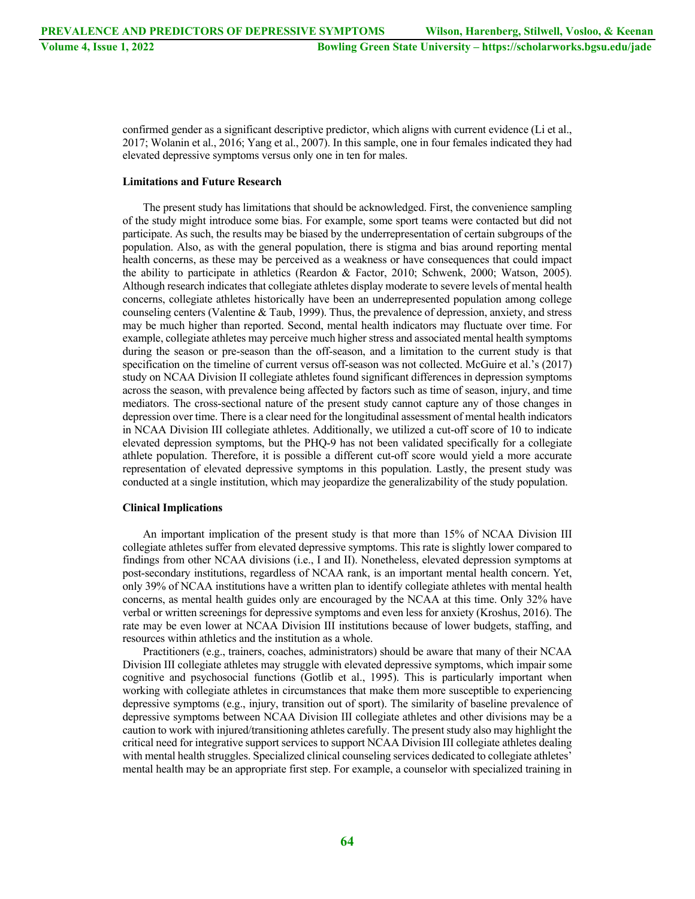confirmed gender as a significant descriptive predictor, which aligns with current evidence (Li et al., 2017; Wolanin et al., 2016; Yang et al., 2007). In this sample, one in four females indicated they had elevated depressive symptoms versus only one in ten for males.

### Limitations and Future Research

The present study has limitations that should be acknowledged. First, the convenience sampling of the study might introduce some bias. For example, some sport teams were contacted but did not participate. As such, the results may be biased by the underrepresentation of certain subgroups of the population. Also, as with the general population, there is stigma and bias around reporting mental health concerns, as these may be perceived as a weakness or have consequences that could impact the ability to participate in athletics (Reardon & Factor, 2010; Schwenk, 2000; Watson, 2005). Although research indicates that collegiate athletes display moderate to severe levels of mental health concerns, collegiate athletes historically have been an underrepresented population among college counseling centers (Valentine & Taub, 1999). Thus, the prevalence of depression, anxiety, and stress may be much higher than reported. Second, mental health indicators may fluctuate over time. For example, collegiate athletes may perceive much higher stress and associated mental health symptoms during the season or pre-season than the off-season, and a limitation to the current study is that specification on the timeline of current versus off-season was not collected. McGuire et al.'s (2017) study on NCAA Division II collegiate athletes found significant differences in depression symptoms across the season, with prevalence being affected by factors such as time of season, injury, and time mediators. The cross-sectional nature of the present study cannot capture any of those changes in depression over time. There is a clear need for the longitudinal assessment of mental health indicators in NCAA Division III collegiate athletes. Additionally, we utilized a cut-off score of 10 to indicate elevated depression symptoms, but the PHQ-9 has not been validated specifically for a collegiate athlete population. Therefore, it is possible a different cut-off score would yield a more accurate representation of elevated depressive symptoms in this population. Lastly, the present study was conducted at a single institution, which may jeopardize the generalizability of the study population.

### Clinical Implications

An important implication of the present study is that more than 15% of NCAA Division III collegiate athletes suffer from elevated depressive symptoms. This rate is slightly lower compared to findings from other NCAA divisions (i.e., I and II). Nonetheless, elevated depression symptoms at post-secondary institutions, regardless of NCAA rank, is an important mental health concern. Yet, only 39% of NCAA institutions have a written plan to identify collegiate athletes with mental health concerns, as mental health guides only are encouraged by the NCAA at this time. Only 32% have verbal or written screenings for depressive symptoms and even less for anxiety (Kroshus, 2016). The rate may be even lower at NCAA Division III institutions because of lower budgets, staffing, and resources within athletics and the institution as a whole.

Practitioners (e.g., trainers, coaches, administrators) should be aware that many of their NCAA Division III collegiate athletes may struggle with elevated depressive symptoms, which impair some cognitive and psychosocial functions (Gotlib et al., 1995). This is particularly important when working with collegiate athletes in circumstances that make them more susceptible to experiencing depressive symptoms (e.g., injury, transition out of sport). The similarity of baseline prevalence of depressive symptoms between NCAA Division III collegiate athletes and other divisions may be a caution to work with injured/transitioning athletes carefully. The present study also may highlight the critical need for integrative support services to support NCAA Division III collegiate athletes dealing with mental health struggles. Specialized clinical counseling services dedicated to collegiate athletes' mental health may be an appropriate first step. For example, a counselor with specialized training in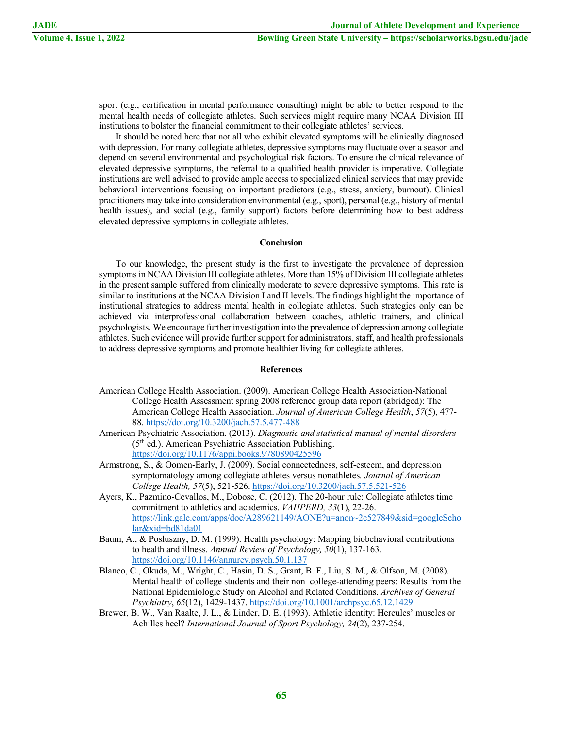sport (e.g., certification in mental performance consulting) might be able to better respond to the mental health needs of collegiate athletes. Such services might require many NCAA Division III institutions to bolster the financial commitment to their collegiate athletes' services.

It should be noted here that not all who exhibit elevated symptoms will be clinically diagnosed with depression. For many collegiate athletes, depressive symptoms may fluctuate over a season and depend on several environmental and psychological risk factors. To ensure the clinical relevance of elevated depressive symptoms, the referral to a qualified health provider is imperative. Collegiate institutions are well advised to provide ample access to specialized clinical services that may provide behavioral interventions focusing on important predictors (e.g., stress, anxiety, burnout). Clinical practitioners may take into consideration environmental (e.g., sport), personal (e.g., history of mental health issues), and social (e.g., family support) factors before determining how to best address elevated depressive symptoms in collegiate athletes.

## Conclusion

To our knowledge, the present study is the first to investigate the prevalence of depression symptoms in NCAA Division III collegiate athletes. More than 15% of Division III collegiate athletes in the present sample suffered from clinically moderate to severe depressive symptoms. This rate is similar to institutions at the NCAA Division I and II levels. The findings highlight the importance of institutional strategies to address mental health in collegiate athletes. Such strategies only can be achieved via interprofessional collaboration between coaches, athletic trainers, and clinical psychologists. We encourage further investigation into the prevalence of depression among collegiate athletes. Such evidence will provide further support for administrators, staff, and health professionals to address depressive symptoms and promote healthier living for collegiate athletes.

## References

American College Health Association. (2009). American College Health Association-National College Health Assessment spring 2008 reference group data report (abridged): The American College Health Association. *Journal of American College Health*, *57*(5), 477-88. https://doi.org/10.3200/jach.57.5.477-488

American Psychiatric Association. (2013). *Diagnostic and statistical manual of mental disorders* (5th ed.). American Psychiatric Association Publishing. https://doi.org/10.1176/appi.books.9780890425596

Armstrong, S., & Oomen-Early, J. (2009). Social connectedness, self-esteem, and depression symptomatology among collegiate athletes versus nonathletes. *Journal of American College Health, 57*(5), 521-526. https://doi.org/10.3200/jach.57.5.521-526

Ayers, K., Pazmino-Cevallos, M., Dobose, C. (2012). The 20-hour rule: Collegiate athletes time commitment to athletics and academics. *VAHPERD, 33*(1), 22-26. https://link.gale.com/apps/doc/A289621149/AONE?u=anon~2c527849&sid=googleScholar&xid=bd81da01

Baum, A., & Posluszny, D. M. (1999). Health psychology: Mapping biobehavioral contributions to health and illness. *Annual Review of Psychology, 50*(1), 137-163. https://doi.org/10.1146/annurev.psych.50.1.137

Blanco, C., Okuda, M., Wright, C., Hasin, D. S., Grant, B. F., Liu, S. M., & Olfson, M. (2008). Mental health of college students and their non–college-attending peers: Results from the National Epidemiologic Study on Alcohol and Related Conditions. *Archives of General Psychiatry*, *65*(12), 1429-1437. https://doi.org/10.1001/archpsyc.65.12.1429

Brewer, B. W., Van Raalte, J. L., & Linder, D. E. (1993). Athletic identity: Hercules' muscles or Achilles heel? *International Journal of Sport Psychology, 24*(2), 237-254.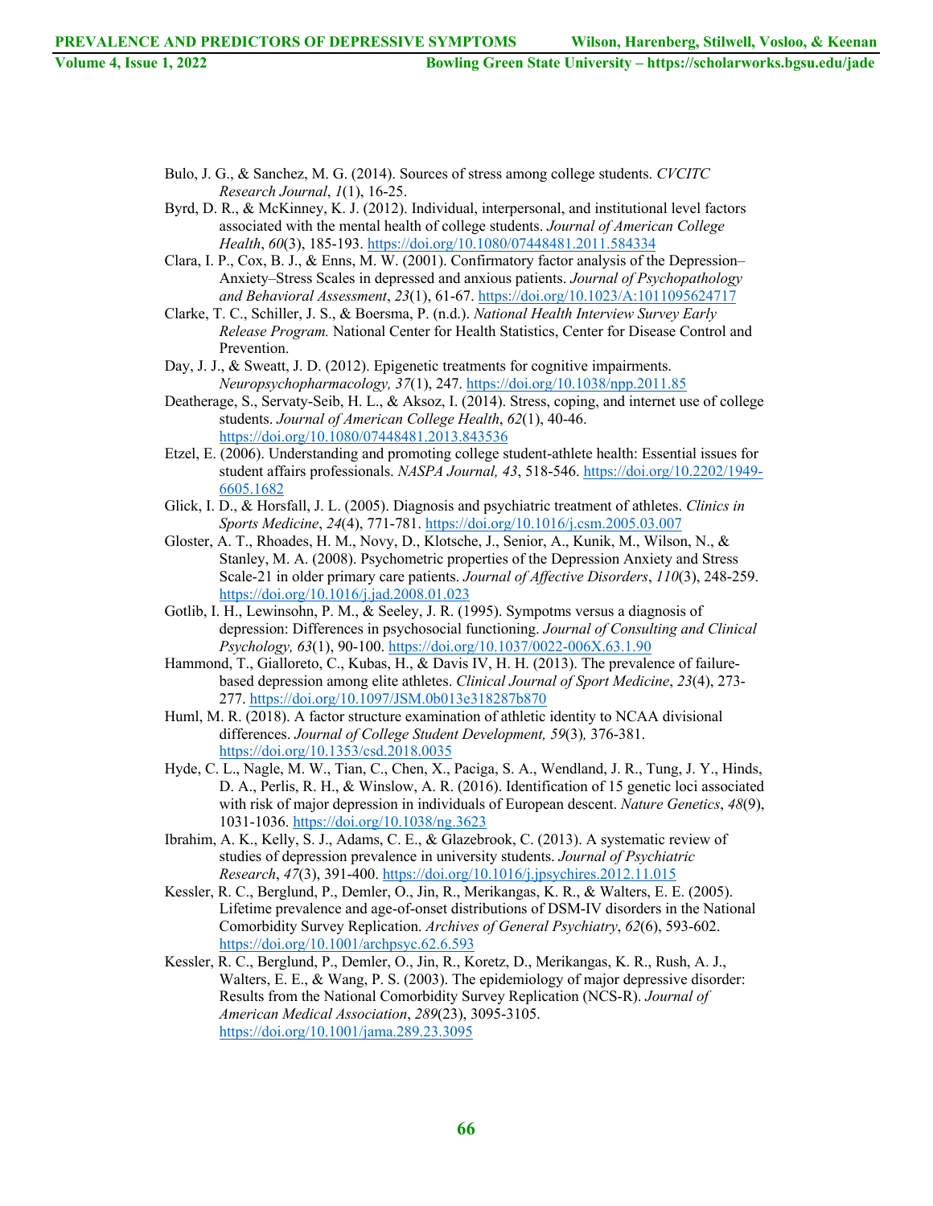Bulo, J. G., & Sanchez, M. G. (2014). Sources of stress among college students. *CVCITC Research Journal*, *1*(1), 16-25.

Byrd, D. R., & McKinney, K. J. (2012). Individual, interpersonal, and institutional level factors associated with the mental health of college students. *Journal of American College Health*, *60*(3), 185-193. https://doi.org/10.1080/07448481.2011.584334

Clara, I. P., Cox, B. J., & Enns, M. W. (2001). Confirmatory factor analysis of the Depression–Anxiety–Stress Scales in depressed and anxious patients. *Journal of Psychopathology and Behavioral Assessment*, *23*(1), 61-67. https://doi.org/10.1023/A:1011095624717

Clarke, T. C., Schiller, J. S., & Boersma, P. (n.d.). *National Health Interview Survey Early Release Program.* National Center for Health Statistics, Center for Disease Control and Prevention.

Day, J. J., & Sweatt, J. D. (2012). Epigenetic treatments for cognitive impairments. *Neuropsychopharmacology, 37*(1), 247. https://doi.org/10.1038/npp.2011.85

Deatherage, S., Servaty-Seib, H. L., & Aksoz, I. (2014). Stress, coping, and internet use of college students. *Journal of American College Health*, *62*(1), 40-46. https://doi.org/10.1080/07448481.2013.843536

Etzel, E. (2006). Understanding and promoting college student-athlete health: Essential issues for student affairs professionals. *NASPA Journal, 43*, 518-546. https://doi.org/10.2202/1949-6605.1682

Glick, I. D., & Horsfall, J. L. (2005). Diagnosis and psychiatric treatment of athletes. *Clinics in Sports Medicine*, *24*(4), 771-781. https://doi.org/10.1016/j.csm.2005.03.007

Gloster, A. T., Rhoades, H. M., Novy, D., Klotsche, J., Senior, A., Kunik, M., Wilson, N., & Stanley, M. A. (2008). Psychometric properties of the Depression Anxiety and Stress Scale-21 in older primary care patients. *Journal of Affective Disorders*, *110*(3), 248-259. https://doi.org/10.1016/j.jad.2008.01.023

Gotlib, I. H., Lewinsohn, P. M., & Seeley, J. R. (1995). Sympotms versus a diagnosis of depression: Differences in psychosocial functioning. *Journal of Consulting and Clinical Psychology, 63*(1), 90-100. https://doi.org/10.1037/0022-006X.63.1.90

Hammond, T., Gialloreto, C., Kubas, H., & Davis IV, H. H. (2013). The prevalence of failure-based depression among elite athletes. *Clinical Journal of Sport Medicine*, *23*(4), 273-277. https://doi.org/10.1097/JSM.0b013e318287b870

Huml, M. R. (2018). A factor structure examination of athletic identity to NCAA divisional differences. *Journal of College Student Development, 59*(3), 376-381. https://doi.org/10.1353/csd.2018.0035

Hyde, C. L., Nagle, M. W., Tian, C., Chen, X., Paciga, S. A., Wendland, J. R., Tung, J. Y., Hinds, D. A., Perlis, R. H., & Winslow, A. R. (2016). Identification of 15 genetic loci associated with risk of major depression in individuals of European descent. *Nature Genetics*, *48*(9), 1031-1036. https://doi.org/10.1038/ng.3623

Ibrahim, A. K., Kelly, S. J., Adams, C. E., & Glazebrook, C. (2013). A systematic review of studies of depression prevalence in university students. *Journal of Psychiatric Research*, *47*(3), 391-400. https://doi.org/10.1016/j.jpsychires.2012.11.015

Kessler, R. C., Berglund, P., Demler, O., Jin, R., Merikangas, K. R., & Walters, E. E. (2005). Lifetime prevalence and age-of-onset distributions of DSM-IV disorders in the National Comorbidity Survey Replication. *Archives of General Psychiatry*, *62*(6), 593-602. https://doi.org/10.1001/archpsyc.62.6.593

Kessler, R. C., Berglund, P., Demler, O., Jin, R., Koretz, D., Merikangas, K. R., Rush, A. J., Walters, E. E., & Wang, P. S. (2003). The epidemiology of major depressive disorder: Results from the National Comorbidity Survey Replication (NCS-R). *Journal of American Medical Association*, *289*(23), 3095-3105. https://doi.org/10.1001/jama.289.23.3095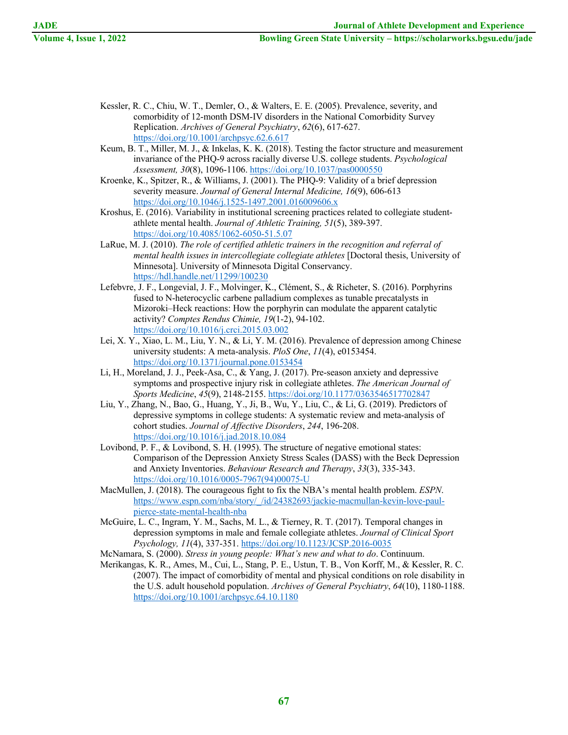Kessler, R. C., Chiu, W. T., Demler, O., & Walters, E. E. (2005). Prevalence, severity, and comorbidity of 12-month DSM-IV disorders in the National Comorbidity Survey Replication. *Archives of General Psychiatry*, *62*(6), 617-627. https://doi.org/10.1001/archpsyc.62.6.617

Keum, B. T., Miller, M. J., & Inkelas, K. K. (2018). Testing the factor structure and measurement invariance of the PHQ-9 across racially diverse U.S. college students. *Psychological Assessment, 30*(8), 1096-1106. https://doi.org/10.1037/pas0000550

Kroenke, K., Spitzer, R., & Williams, J. (2001). The PHQ-9: Validity of a brief depression severity measure. *Journal of General Internal Medicine, 16*(9), 606-613 https://doi.org/10.1046/j.1525-1497.2001.016009606.x

Kroshus, E. (2016). Variability in institutional screening practices related to collegiate student-athlete mental health. *Journal of Athletic Training, 51*(5), 389-397. https://doi.org/10.4085/1062-6050-51.5.07

LaRue, M. J. (2010). *The role of certified athletic trainers in the recognition and referral of mental health issues in intercollegiate collegiate athletes* [Doctoral thesis, University of Minnesota]. University of Minnesota Digital Conservancy. https://hdl.handle.net/11299/100230

Lefebvre, J. F., Longevial, J. F., Molvinger, K., Clément, S., & Richeter, S. (2016). Porphyrins fused to N-heterocyclic carbene palladium complexes as tunable precatalysts in Mizoroki–Heck reactions: How the porphyrin can modulate the apparent catalytic activity? *Comptes Rendus Chimie, 19*(1-2), 94-102. https://doi.org/10.1016/j.crci.2015.03.002

Lei, X. Y., Xiao, L. M., Liu, Y. N., & Li, Y. M. (2016). Prevalence of depression among Chinese university students: A meta-analysis. *PloS One*, *11*(4), e0153454. https://doi.org/10.1371/journal.pone.0153454

Li, H., Moreland, J. J., Peek-Asa, C., & Yang, J. (2017). Pre-season anxiety and depressive symptoms and prospective injury risk in collegiate athletes. *The American Journal of Sports Medicine*, *45*(9), 2148-2155. https://doi.org/10.1177/0363546517702847

Liu, Y., Zhang, N., Bao, G., Huang, Y., Ji, B., Wu, Y., Liu, C., & Li, G. (2019). Predictors of depressive symptoms in college students: A systematic review and meta-analysis of cohort studies. *Journal of Affective Disorders*, *244*, 196-208. https://doi.org/10.1016/j.jad.2018.10.084

Lovibond, P. F., & Lovibond, S. H. (1995). The structure of negative emotional states: Comparison of the Depression Anxiety Stress Scales (DASS) with the Beck Depression and Anxiety Inventories. *Behaviour Research and Therapy*, *33*(3), 335-343. https://doi.org/10.1016/0005-7967(94)00075-U

MacMullen, J. (2018). The courageous fight to fix the NBA's mental health problem. *ESPN*. https://www.espn.com/nba/story/_/id/24382693/jackie-macmullan-kevin-love-paul-pierce-state-mental-health-nba

McGuire, L. C., Ingram, Y. M., Sachs, M. L., & Tierney, R. T. (2017). Temporal changes in depression symptoms in male and female collegiate athletes. *Journal of Clinical Sport Psychology, 11*(4), 337-351. https://doi.org/10.1123/JCSP.2016-0035

McNamara, S. (2000). *Stress in young people: What's new and what to do*. Continuum.

Merikangas, K. R., Ames, M., Cui, L., Stang, P. E., Ustun, T. B., Von Korff, M., & Kessler, R. C. (2007). The impact of comorbidity of mental and physical conditions on role disability in the U.S. adult household population. *Archives of General Psychiatry*, *64*(10), 1180-1188. https://doi.org/10.1001/archpsyc.64.10.1180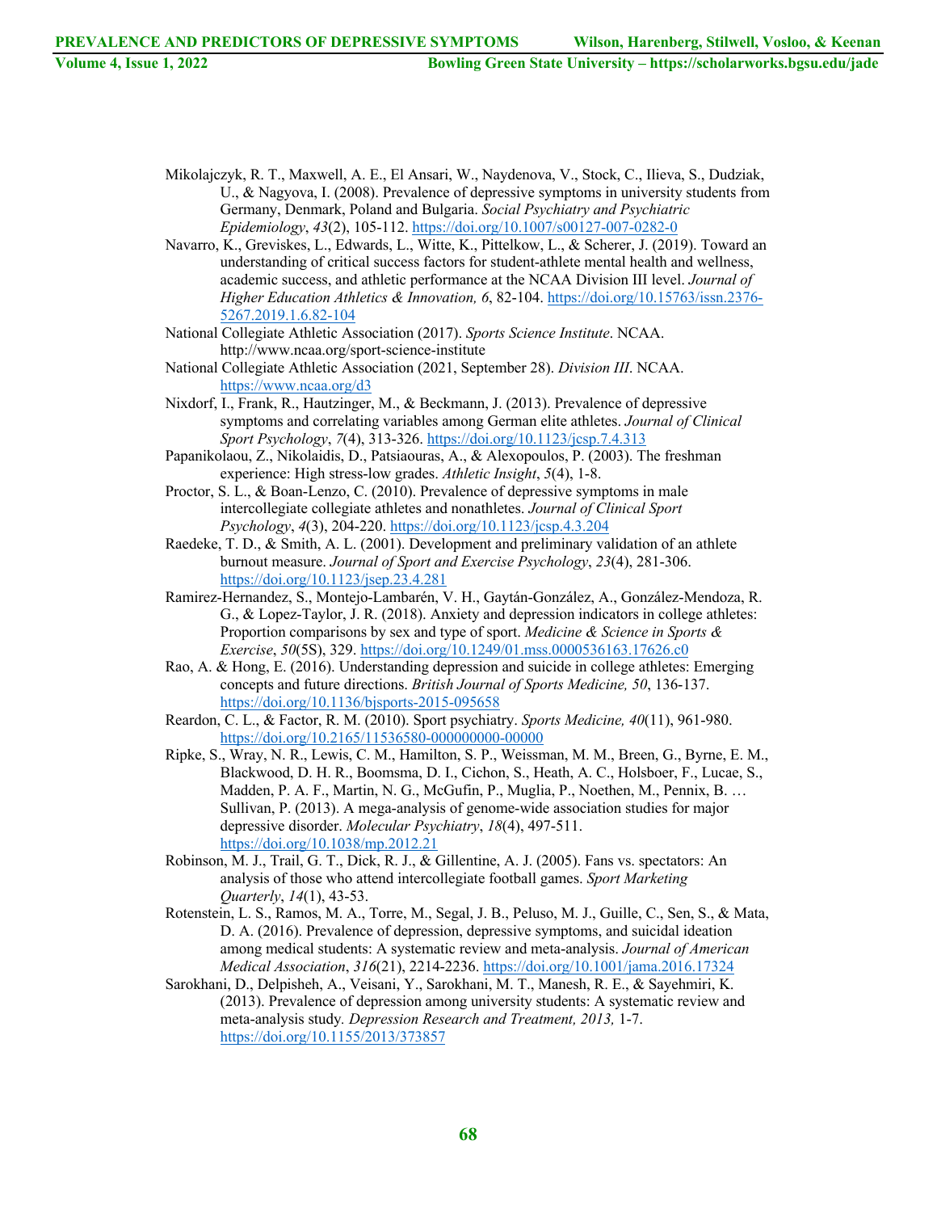Mikolajczyk, R. T., Maxwell, A. E., El Ansari, W., Naydenova, V., Stock, C., Ilieva, S., Dudziak, U., & Nagyova, I. (2008). Prevalence of depressive symptoms in university students from Germany, Denmark, Poland and Bulgaria. *Social Psychiatry and Psychiatric Epidemiology*, *43*(2), 105-112. https://doi.org/10.1007/s00127-007-0282-0

Navarro, K., Greviskes, L., Edwards, L., Witte, K., Pittelkow, L., & Scherer, J. (2019). Toward an understanding of critical success factors for student-athlete mental health and wellness, academic success, and athletic performance at the NCAA Division III level. *Journal of Higher Education Athletics & Innovation, 6*, 82-104. https://doi.org/10.15763/issn.2376-5267.2019.1.6.82-104

National Collegiate Athletic Association (2017). *Sports Science Institute*. NCAA. http://www.ncaa.org/sport-science-institute

National Collegiate Athletic Association (2021, September 28). *Division III*. NCAA. https://www.ncaa.org/d3

Nixdorf, I., Frank, R., Hautzinger, M., & Beckmann, J. (2013). Prevalence of depressive symptoms and correlating variables among German elite athletes. *Journal of Clinical Sport Psychology*, *7*(4), 313-326. https://doi.org/10.1123/jcsp.7.4.313

Papanikolaou, Z., Nikolaidis, D., Patsiaouras, A., & Alexopoulos, P. (2003). The freshman experience: High stress-low grades. *Athletic Insight*, *5*(4), 1-8.

Proctor, S. L., & Boan-Lenzo, C. (2010). Prevalence of depressive symptoms in male intercollegiate collegiate athletes and nonathletes. *Journal of Clinical Sport Psychology*, *4*(3), 204-220. https://doi.org/10.1123/jcsp.4.3.204

Raedeke, T. D., & Smith, A. L. (2001). Development and preliminary validation of an athlete burnout measure. *Journal of Sport and Exercise Psychology*, *23*(4), 281-306. https://doi.org/10.1123/jsep.23.4.281

Ramirez-Hernandez, S., Montejo-Lambarén, V. H., Gaytán-González, A., González-Mendoza, R. G., & Lopez-Taylor, J. R. (2018). Anxiety and depression indicators in college athletes: Proportion comparisons by sex and type of sport. *Medicine & Science in Sports & Exercise*, *50*(5S), 329. https://doi.org/10.1249/01.mss.0000536163.17626.c0

Rao, A. & Hong, E. (2016). Understanding depression and suicide in college athletes: Emerging concepts and future directions. *British Journal of Sports Medicine, 50*, 136-137. https://doi.org/10.1136/bjsports-2015-095658

Reardon, C. L., & Factor, R. M. (2010). Sport psychiatry. *Sports Medicine, 40*(11), 961-980. https://doi.org/10.2165/11536580-000000000-00000

Ripke, S., Wray, N. R., Lewis, C. M., Hamilton, S. P., Weissman, M. M., Breen, G., Byrne, E. M., Blackwood, D. H. R., Boomsma, D. I., Cichon, S., Heath, A. C., Holsboer, F., Lucae, S., Madden, P. A. F., Martin, N. G., McGufin, P., Muglia, P., Noethen, M., Pennix, B. … Sullivan, P. (2013). A mega-analysis of genome-wide association studies for major depressive disorder. *Molecular Psychiatry*, *18*(4), 497-511. https://doi.org/10.1038/mp.2012.21

Robinson, M. J., Trail, G. T., Dick, R. J., & Gillentine, A. J. (2005). Fans vs. spectators: An analysis of those who attend intercollegiate football games. *Sport Marketing Quarterly*, *14*(1), 43-53.

Rotenstein, L. S., Ramos, M. A., Torre, M., Segal, J. B., Peluso, M. J., Guille, C., Sen, S., & Mata, D. A. (2016). Prevalence of depression, depressive symptoms, and suicidal ideation among medical students: A systematic review and meta-analysis. *Journal of American Medical Association*, *316*(21), 2214-2236. https://doi.org/10.1001/jama.2016.17324

Sarokhani, D., Delpisheh, A., Veisani, Y., Sarokhani, M. T., Manesh, R. E., & Sayehmiri, K. (2013). Prevalence of depression among university students: A systematic review and meta-analysis study. *Depression Research and Treatment, 2013,* 1-7. https://doi.org/10.1155/2013/373857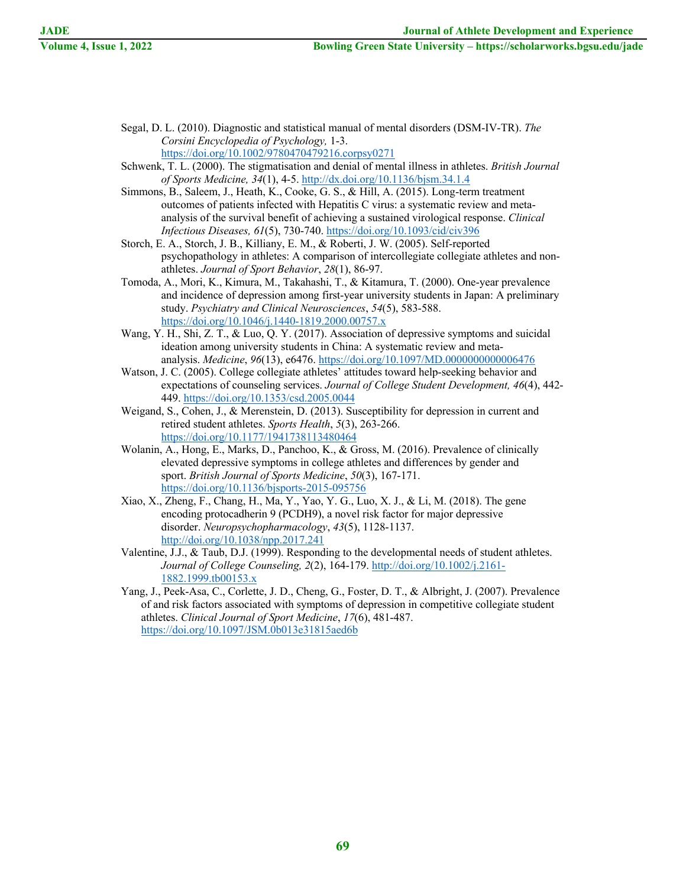Segal, D. L. (2010). Diagnostic and statistical manual of mental disorders (DSM-IV-TR). *The Corsini Encyclopedia of Psychology,* 1-3. https://doi.org/10.1002/9780470479216.corpsy0271

Schwenk, T. L. (2000). The stigmatisation and denial of mental illness in athletes. *British Journal of Sports Medicine, 34*(1), 4-5. http://dx.doi.org/10.1136/bjsm.34.1.4

Simmons, B., Saleem, J., Heath, K., Cooke, G. S., & Hill, A. (2015). Long-term treatment outcomes of patients infected with Hepatitis C virus: a systematic review and meta-analysis of the survival benefit of achieving a sustained virological response. *Clinical Infectious Diseases, 61*(5), 730-740. https://doi.org/10.1093/cid/civ396

Storch, E. A., Storch, J. B., Killiany, E. M., & Roberti, J. W. (2005). Self-reported psychopathology in athletes: A comparison of intercollegiate collegiate athletes and non-athletes. *Journal of Sport Behavior*, *28*(1), 86-97.

Tomoda, A., Mori, K., Kimura, M., Takahashi, T., & Kitamura, T. (2000). One-year prevalence and incidence of depression among first-year university students in Japan: A preliminary study. *Psychiatry and Clinical Neurosciences*, *54*(5), 583-588. https://doi.org/10.1046/j.1440-1819.2000.00757.x

Wang, Y. H., Shi, Z. T., & Luo, Q. Y. (2017). Association of depressive symptoms and suicidal ideation among university students in China: A systematic review and meta-analysis. *Medicine*, *96*(13), e6476. https://doi.org/10.1097/MD.0000000000006476

Watson, J. C. (2005). College collegiate athletes' attitudes toward help-seeking behavior and expectations of counseling services. *Journal of College Student Development, 46*(4), 442-449. https://doi.org/10.1353/csd.2005.0044

Weigand, S., Cohen, J., & Merenstein, D. (2013). Susceptibility for depression in current and retired student athletes. *Sports Health*, *5*(3), 263-266. https://doi.org/10.1177/1941738113480464

Wolanin, A., Hong, E., Marks, D., Panchoo, K., & Gross, M. (2016). Prevalence of clinically elevated depressive symptoms in college athletes and differences by gender and sport. *British Journal of Sports Medicine*, *50*(3), 167-171. https://doi.org/10.1136/bjsports-2015-095756

Xiao, X., Zheng, F., Chang, H., Ma, Y., Yao, Y. G., Luo, X. J., & Li, M. (2018). The gene encoding protocadherin 9 (PCDH9), a novel risk factor for major depressive disorder. *Neuropsychopharmacology*, *43*(5), 1128-1137. http://doi.org/10.1038/npp.2017.241

Valentine, J.J., & Taub, D.J. (1999). Responding to the developmental needs of student athletes. *Journal of College Counseling, 2*(2), 164-179. http://doi.org/10.1002/j.2161-1882.1999.tb00153.x

Yang, J., Peek-Asa, C., Corlette, J. D., Cheng, G., Foster, D. T., & Albright, J. (2007). Prevalence of and risk factors associated with symptoms of depression in competitive collegiate student athletes. *Clinical Journal of Sport Medicine*, *17*(6), 481-487. https://doi.org/10.1097/JSM.0b013e31815aed6b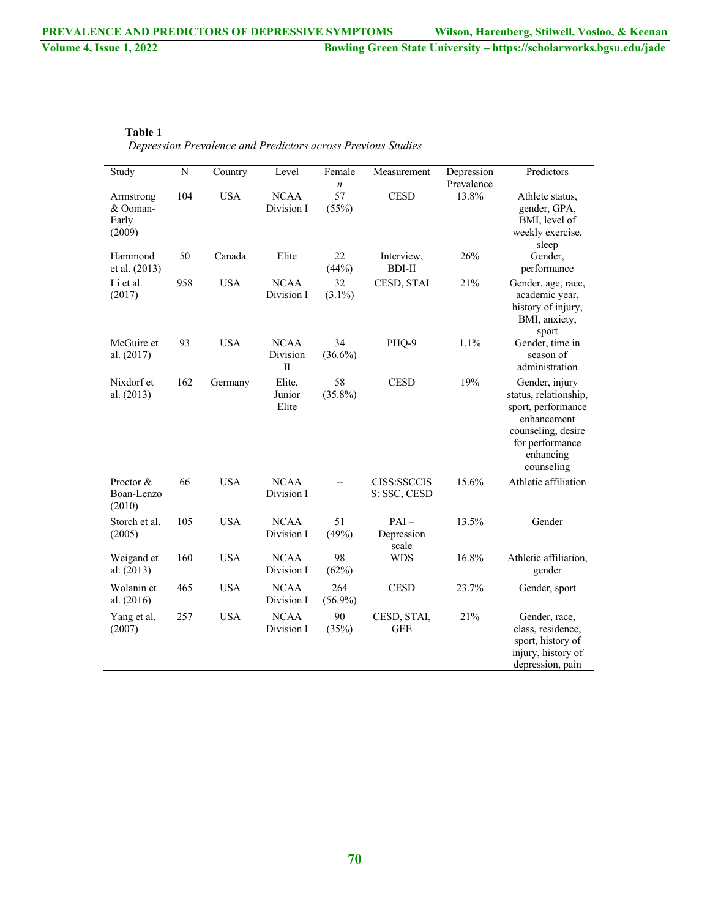**Table 1**

*Depression Prevalence and Predictors across Previous Studies*

| Study | N | Country | Level | Female *n* | Measurement | Depression Prevalence | Predictors |
|---|---|---|---|---|---|---|---|
| Armstrong & Ooman-Early (2009) | 104 | USA | NCAA Division I | 57 (55%) | CESD | 13.8% | Athlete status, gender, GPA, BMI, level of weekly exercise, sleep |
| Hammond et al. (2013) | 50 | Canada | Elite | 22 (44%) | Interview, BDI-II | 26% | Gender, performance |
| Li et al. (2017) | 958 | USA | NCAA Division I | 32 (3.1%) | CESD, STAI | 21% | Gender, age, race, academic year, history of injury, BMI, anxiety, sport |
| McGuire et al. (2017) | 93 | USA | NCAA Division II | 34 (36.6%) | PHQ-9 | 1.1% | Gender, time in season of administration |
| Nixdorf et al. (2013) | 162 | Germany | Elite, Junior Elite | 58 (35.8%) | CESD | 19% | Gender, injury status, relationship, sport, performance enhancement counseling, desire for performance enhancing counseling |
| Proctor & Boan-Lenzo (2010) | 66 | USA | NCAA Division I | -- | CISS:SSCCIS S: SSC, CESD | 15.6% | Athletic affiliation |
| Storch et al. (2005) | 105 | USA | NCAA Division I | 51 (49%) | PAI – Depression scale | 13.5% | Gender |
| Weigand et al. (2013) | 160 | USA | NCAA Division I | 98 (62%) | WDS | 16.8% | Athletic affiliation, gender |
| Wolanin et al. (2016) | 465 | USA | NCAA Division I | 264 (56.9%) | CESD | 23.7% | Gender, sport |
| Yang et al. (2007) | 257 | USA | NCAA Division I | 90 (35%) | CESD, STAI, GEE | 21% | Gender, race, class, residence, sport, history of injury, history of depression, pain |